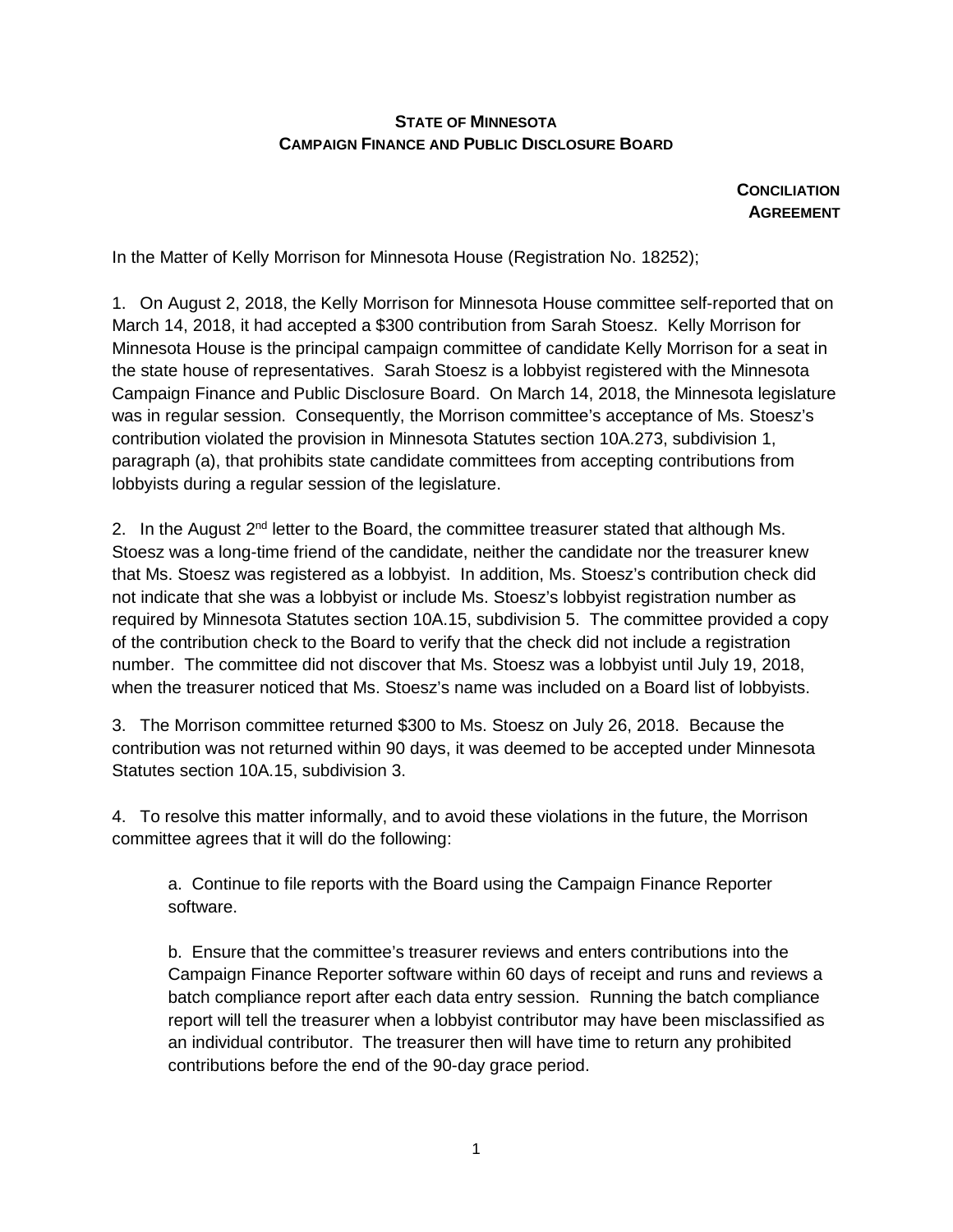**STATE OF MINNESOTA**
**CAMPAIGN FINANCE AND PUBLIC DISCLOSURE BOARD**

**CONCILIATION AGREEMENT**

In the Matter of Kelly Morrison for Minnesota House (Registration No. 18252);

1. On August 2, 2018, the Kelly Morrison for Minnesota House committee self-reported that on March 14, 2018, it had accepted a $300 contribution from Sarah Stoesz. Kelly Morrison for Minnesota House is the principal campaign committee of candidate Kelly Morrison for a seat in the state house of representatives. Sarah Stoesz is a lobbyist registered with the Minnesota Campaign Finance and Public Disclosure Board. On March 14, 2018, the Minnesota legislature was in regular session. Consequently, the Morrison committee's acceptance of Ms. Stoesz's contribution violated the provision in Minnesota Statutes section 10A.273, subdivision 1, paragraph (a), that prohibits state candidate committees from accepting contributions from lobbyists during a regular session of the legislature.

2. In the August 2nd letter to the Board, the committee treasurer stated that although Ms. Stoesz was a long-time friend of the candidate, neither the candidate nor the treasurer knew that Ms. Stoesz was registered as a lobbyist. In addition, Ms. Stoesz's contribution check did not indicate that she was a lobbyist or include Ms. Stoesz's lobbyist registration number as required by Minnesota Statutes section 10A.15, subdivision 5. The committee provided a copy of the contribution check to the Board to verify that the check did not include a registration number. The committee did not discover that Ms. Stoesz was a lobbyist until July 19, 2018, when the treasurer noticed that Ms. Stoesz's name was included on a Board list of lobbyists.

3. The Morrison committee returned $300 to Ms. Stoesz on July 26, 2018. Because the contribution was not returned within 90 days, it was deemed to be accepted under Minnesota Statutes section 10A.15, subdivision 3.

4. To resolve this matter informally, and to avoid these violations in the future, the Morrison committee agrees that it will do the following:

a. Continue to file reports with the Board using the Campaign Finance Reporter software.

b. Ensure that the committee's treasurer reviews and enters contributions into the Campaign Finance Reporter software within 60 days of receipt and runs and reviews a batch compliance report after each data entry session. Running the batch compliance report will tell the treasurer when a lobbyist contributor may have been misclassified as an individual contributor. The treasurer then will have time to return any prohibited contributions before the end of the 90-day grace period.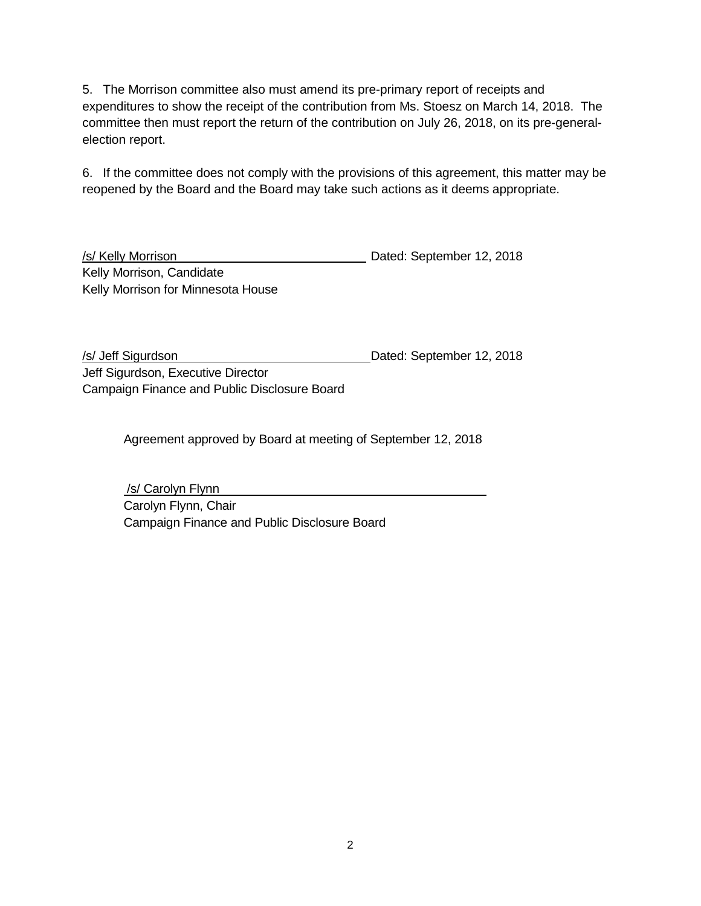5. The Morrison committee also must amend its pre-primary report of receipts and expenditures to show the receipt of the contribution from Ms. Stoesz on March 14, 2018. The committee then must report the return of the contribution on July 26, 2018, on its pre-general-election report.

6. If the committee does not comply with the provisions of this agreement, this matter may be reopened by the Board and the Board may take such actions as it deems appropriate.

/s/ Kelly Morrison Dated: September 12, 2018
Kelly Morrison, Candidate
Kelly Morrison for Minnesota House

/s/ Jeff Sigurdson Dated: September 12, 2018
Jeff Sigurdson, Executive Director
Campaign Finance and Public Disclosure Board

Agreement approved by Board at meeting of September 12, 2018

/s/ Carolyn Flynn
Carolyn Flynn, Chair
Campaign Finance and Public Disclosure Board